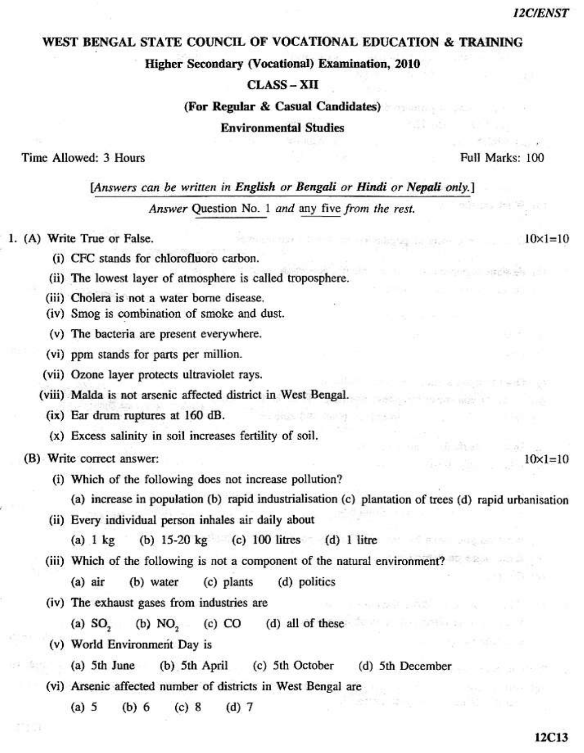# WEST BENGAL STATE COUNCIL OF VOCATIONAL EDUCATION & TRAINING

## Higher Secondary (Vocational) Examination, 2010

## CLASS – XII

### (For Regular & Casual Candidates)

### Environmental Studies

**Time Allowed: 3 Hours** **Full Marks: 100**

*[Answers can be written in **English** or **Bengali** or **Hindi** or **Nepali** only.]*

*Answer* Question No. 1 *and* any five *from the rest.*

1. (A) Write True or False. 10×1=10

   (i) CFC stands for chlorofluoro carbon.

   (ii) The lowest layer of atmosphere is called troposphere.

   (iii) Cholera is not a water borne disease.

   (iv) Smog is combination of smoke and dust.

   (v) The bacteria are present everywhere.

   (vi) ppm stands for parts per million.

   (vii) Ozone layer protects ultraviolet rays.

   (viii) Malda is not arsenic affected district in West Bengal.

   (ix) Ear drum ruptures at 160 dB.

   (x) Excess salinity in soil increases fertility of soil.

   (B) Write correct answer: 10×1=10

   (i) Which of the following does not increase pollution?

   (a) increase in population (b) rapid industrialisation (c) plantation of trees (d) rapid urbanisation

   (ii) Every individual person inhales air daily about

   (a) 1 kg (b) 15-20 kg (c) 100 litres (d) 1 litre

   (iii) Which of the following is not a component of the natural environment?

   (a) air (b) water (c) plants (d) politics

   (iv) The exhaust gases from industries are

   (a) $SO_2$ (b) $NO_2$ (c) CO (d) all of these

   (v) World Environment Day is

   (a) 5th June (b) 5th April (c) 5th October (d) 5th December

   (vi) Arsenic affected number of districts in West Bengal are

   (a) 5 (b) 6 (c) 8 (d) 7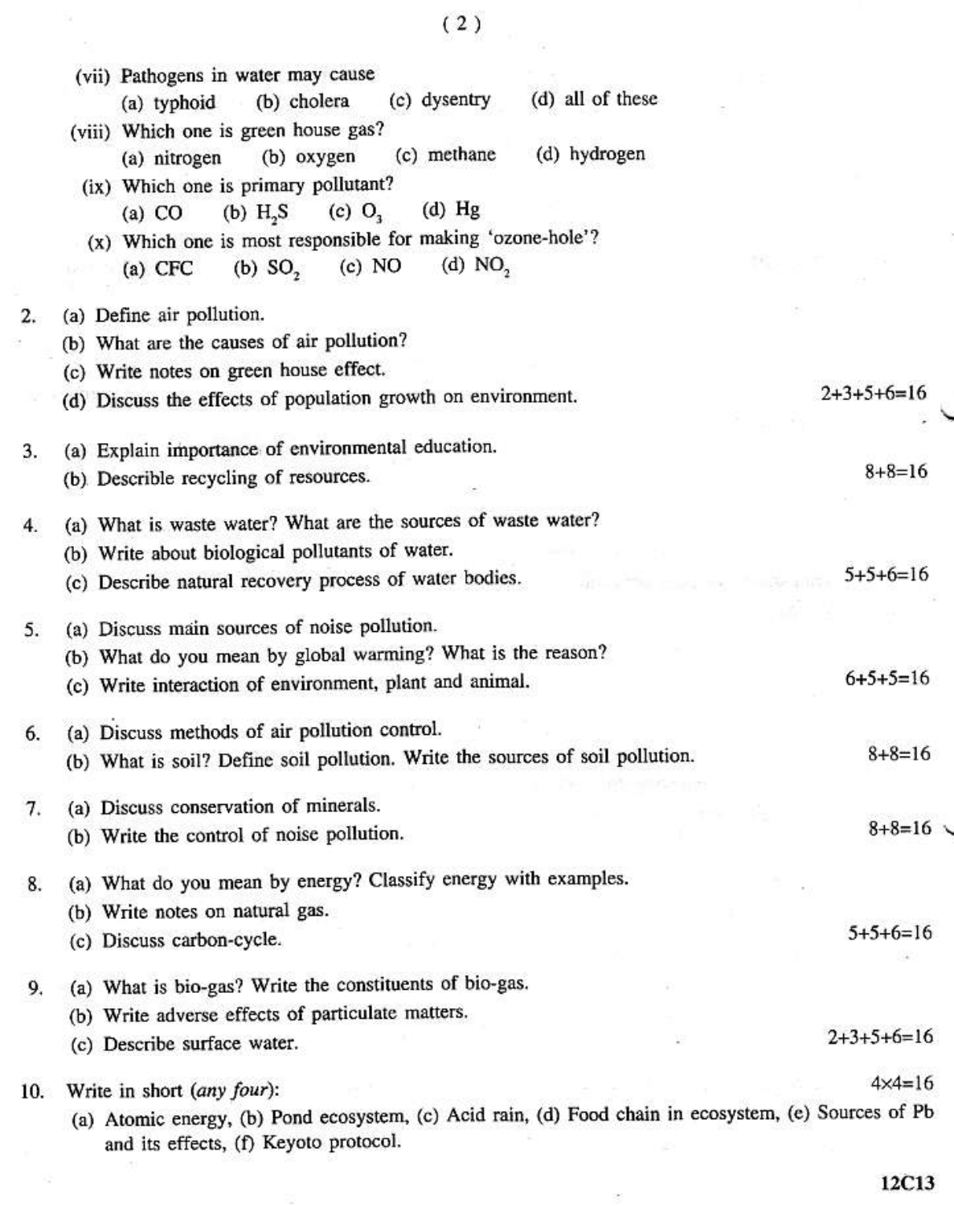(vii) Pathogens in water may cause

(a) typhoid (b) cholera (c) dysentry (d) all of these

(viii) Which one is green house gas?

(a) nitrogen (b) oxygen (c) methane (d) hydrogen

(ix) Which one is primary pollutant?

(a) CO (b) $H_2S$ (c) $O_3$ (d) Hg

(x) Which one is most responsible for making 'ozone-hole'?

(a) CFC (b) $SO_2$ (c) NO (d) $NO_2$

2. (a) Define air pollution.
   (b) What are the causes of air pollution?
   (c) Write notes on green house effect.
   (d) Discuss the effects of population growth on environment. 2+3+5+6=16

3. (a) Explain importance of environmental education.
   (b) Describle recycling of resources. 8+8=16

4. (a) What is waste water? What are the sources of waste water?
   (b) Write about biological pollutants of water.
   (c) Describe natural recovery process of water bodies. 5+5+6=16

5. (a) Discuss main sources of noise pollution.
   (b) What do you mean by global warming? What is the reason?
   (c) Write interaction of environment, plant and animal. 6+5+5=16

6. (a) Discuss methods of air pollution control.
   (b) What is soil? Define soil pollution. Write the sources of soil pollution. 8+8=16

7. (a) Discuss conservation of minerals.
   (b) Write the control of noise pollution. 8+8=16

8. (a) What do you mean by energy? Classify energy with examples.
   (b) Write notes on natural gas.
   (c) Discuss carbon-cycle. 5+5+6=16

9. (a) What is bio-gas? Write the constituents of bio-gas.
   (b) Write adverse effects of particulate matters.
   (c) Describe surface water. 2+3+5+6=16

10. Write in short (*any four*): 4×4=16

(a) Atomic energy, (b) Pond ecosystem, (c) Acid rain, (d) Food chain in ecosystem, (e) Sources of Pb and its effects, (f) Keyoto protocol.

12C13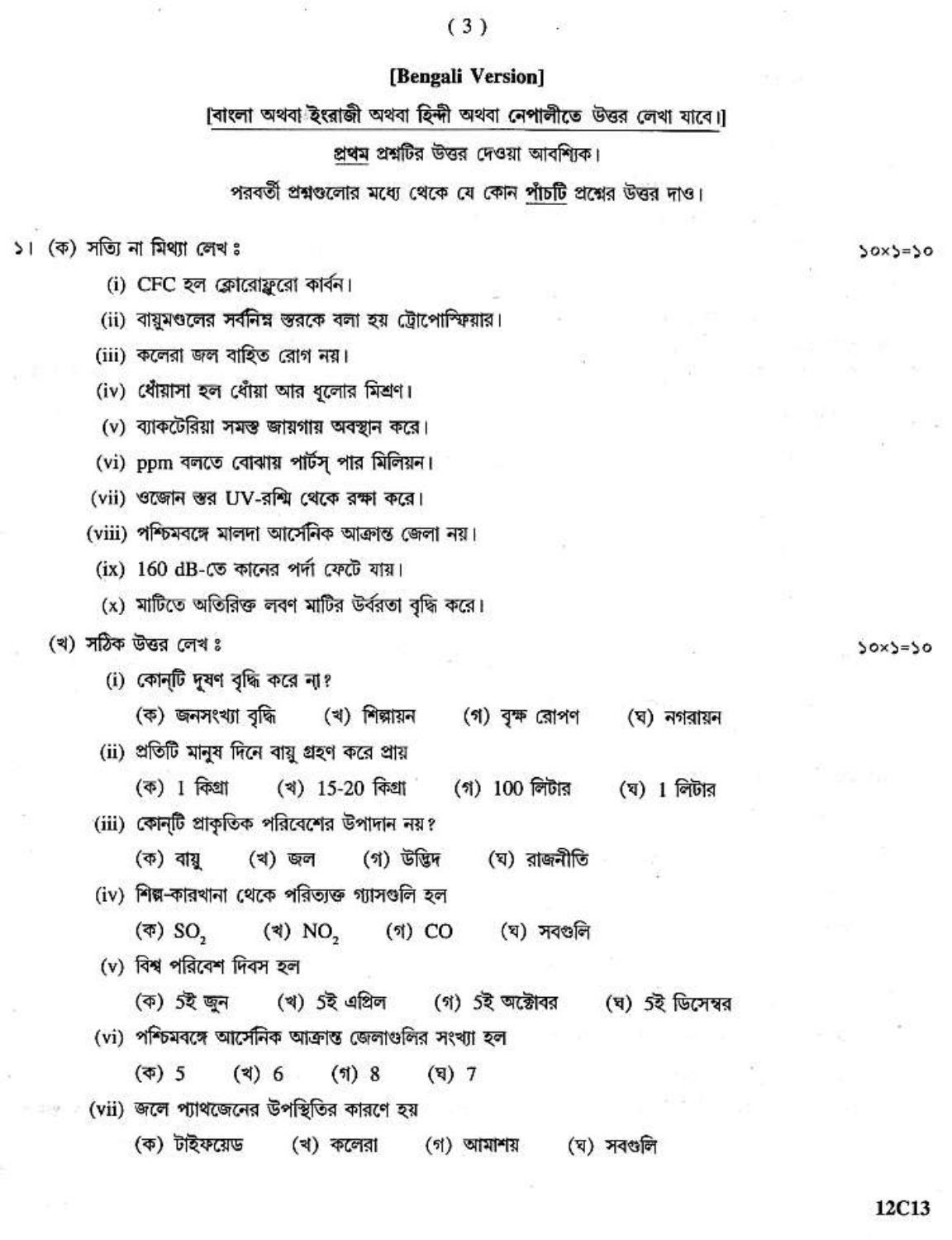## [Bengali Version]

[বাংলা অথবা ইংরাজী অথবা হিন্দী অথবা নেপালীতে উত্তর লেখা যাবে।]

**প্রথম** প্রশ্নটির উত্তর দেওয়া আবশ্যিক।

পরবর্তী প্রশ্নগুলোর মধ্যে থেকে যে কোন **পাঁচটি** প্রশ্নের উত্তর দাও।

১। (ক) সত্যি না মিথ্যা লেখ ঃ — ১০×১=১০

(i) CFC হল ক্লোরোফ্লুরো কার্বন।

(ii) বায়ুমণ্ডলের সর্বনিম্ন স্তরকে বলা হয় ট্রোপোস্ফিয়ার।

(iii) কলেরা জল বাহিত রোগ নয়।

(iv) ধোঁয়াসা হল ধোঁয়া আর ধূলোর মিশ্রণ।

(v) ব্যাকটেরিয়া সমস্ত জায়গায় অবস্থান করে।

(vi) ppm বলতে বোঝায় পার্টস্ পার মিলিয়ন।

(vii) ওজোন স্তর UV-রশ্মি থেকে রক্ষা করে।

(viii) পশ্চিমবঙ্গে মালদা আর্সেনিক আক্রান্ত জেলা নয়।

(ix) 160 dB-তে কানের পর্দা ফেটে যায়।

(x) মাটিতে অতিরিক্ত লবণ মাটির উর্বরতা বৃদ্ধি করে।

(খ) সঠিক উত্তর লেখ ঃ — ১০×১=১০

(i) কোন্‌টি দূষণ বৃদ্ধি করে না?

(ক) জনসংখ্যা বৃদ্ধি (খ) শিল্পায়ন (গ) বৃক্ষ রোপণ (ঘ) নগরায়ন

(ii) প্রতিটি মানুষ দিনে বায়ু গ্রহণ করে প্রায়

(ক) 1 কিগ্রা (খ) 15-20 কিগ্রা (গ) 100 লিটার (ঘ) 1 লিটার

(iii) কোন্‌টি প্রাকৃতিক পরিবেশের উপাদান নয়?

(ক) বায়ু (খ) জল (গ) উদ্ভিদ (ঘ) রাজনীতি

(iv) শিল্প-কারখানা থেকে পরিত্যক্ত গ্যাসগুলি হল

(ক) $SO_2$ (খ) $NO_2$ (গ) CO (ঘ) সবগুলি

(v) বিশ্ব পরিবেশ দিবস হল

(ক) 5ই জুন (খ) 5ই এপ্রিল (গ) 5ই অক্টোবর (ঘ) 5ই ডিসেম্বর

(vi) পশ্চিমবঙ্গে আর্সেনিক আক্রান্ত জেলাগুলির সংখ্যা হল

(ক) 5 (খ) 6 (গ) 8 (ঘ) 7

(vii) জলে প্যাথজেনের উপস্থিতির কারণে হয়

(ক) টাইফয়েড (খ) কলেরা (গ) আমাশয় (ঘ) সবগুলি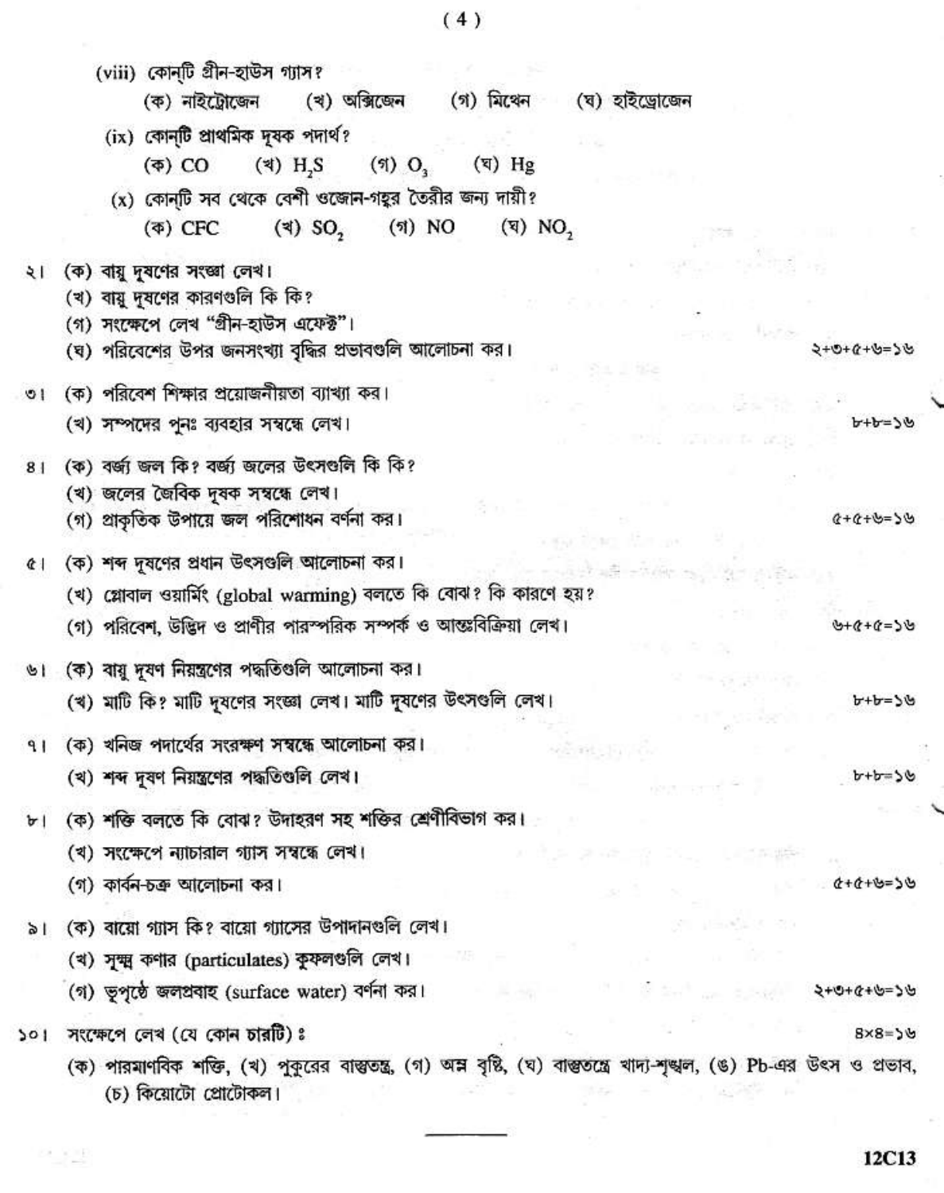(viii) কোন্‌টি গ্রীন-হাউস গ্যাস?

(ক) নাইট্রোজেন (খ) অক্সিজেন (গ) মিথেন (ঘ) হাইড্রোজেন

(ix) কোন্‌টি প্রাথমিক দূষক পদার্থ?

(ক) $CO$ (খ) $H_2S$ (গ) $O_3$ (ঘ) $Hg$

(x) কোন্‌টি সব থেকে বেশী ওজোন-গহ্বর তৈরীর জন্য দায়ী?

(ক) CFC (খ) $SO_2$ (গ) $NO$ (ঘ) $NO_2$

২। (ক) বায়ু দূষণের সংজ্ঞা লেখ।
(খ) বায়ু দূষণের কারণগুলি কি কি?
(গ) সংক্ষেপে লেখ "গ্রীন-হাউস এফেক্ট"।
(ঘ) পরিবেশের উপর জনসংখ্যা বৃদ্ধির প্রভাবগুলি আলোচনা কর। ২+৩+৫+৬=১৬

৩। (ক) পরিবেশ শিক্ষার প্রয়োজনীয়তা ব্যাখ্যা কর।
(খ) সম্পদের পুনঃ ব্যবহার সম্বন্ধে লেখ। ৮+৮=১৬

৪। (ক) বর্জ্য জল কি? বর্জ্য জলের উৎসগুলি কি কি?
(খ) জলের জৈবিক দূষক সম্বন্ধে লেখ।
(গ) প্রাকৃতিক উপায়ে জল পরিশোধন বর্ণনা কর। ৫+৫+৬=১৬

৫। (ক) শব্দ দূষণের প্রধান উৎসগুলি আলোচনা কর।
(খ) গ্লোবাল ওয়ার্মিং (global warming) বলতে কি বোঝ? কি কারণে হয়?
(গ) পরিবেশ, উদ্ভিদ ও প্রাণীর পারস্পরিক সম্পর্ক ও আন্তঃক্রিয়া লেখ। ৬+৫+৫=১৬

৬। (ক) বায়ু দূষণ নিয়ন্ত্রণের পদ্ধতিগুলি আলোচনা কর।
(খ) মাটি কি? মাটি দূষণের সংজ্ঞা লেখ। মাটি দূষণের উৎসগুলি লেখ। ৮+৮=১৬

৭। (ক) খনিজ পদার্থের সংরক্ষণ সম্বন্ধে আলোচনা কর।
(খ) শব্দ দূষণ নিয়ন্ত্রণের পদ্ধতিগুলি লেখ। ৮+৮=১৬

৮। (ক) শক্তি বলতে কি বোঝ? উদাহরণ সহ শক্তির শ্রেণীবিভাগ কর।
(খ) সংক্ষেপে ন্যাচারাল গ্যাস সম্বন্ধে লেখ।
(গ) কার্বন-চক্র আলোচনা কর। ৫+৫+৬=১৬

৯। (ক) বায়ো গ্যাস কি? বায়ো গ্যাসের উপাদানগুলি লেখ।
(খ) সূক্ষ্ম কণার (particulates) কুফলগুলি লেখ।
(গ) ভূপৃষ্ঠে জলপ্রবাহ (surface water) বর্ণনা কর। ২+৩+৫+৬=১৬

১০। সংক্ষেপে লেখ (যে কোন চারটি) : ৪×৪=১৬

(ক) পারমাণবিক শক্তি, (খ) পুকুরের বাস্তুতন্ত্র, (গ) অম্ল বৃষ্টি, (ঘ) বাস্তুতন্ত্রে খাদ্য-শৃঙ্খল, (ঙ) Pb-এর উৎস ও প্রভাব, (চ) কিয়োটো প্রোটোকল।

12C13